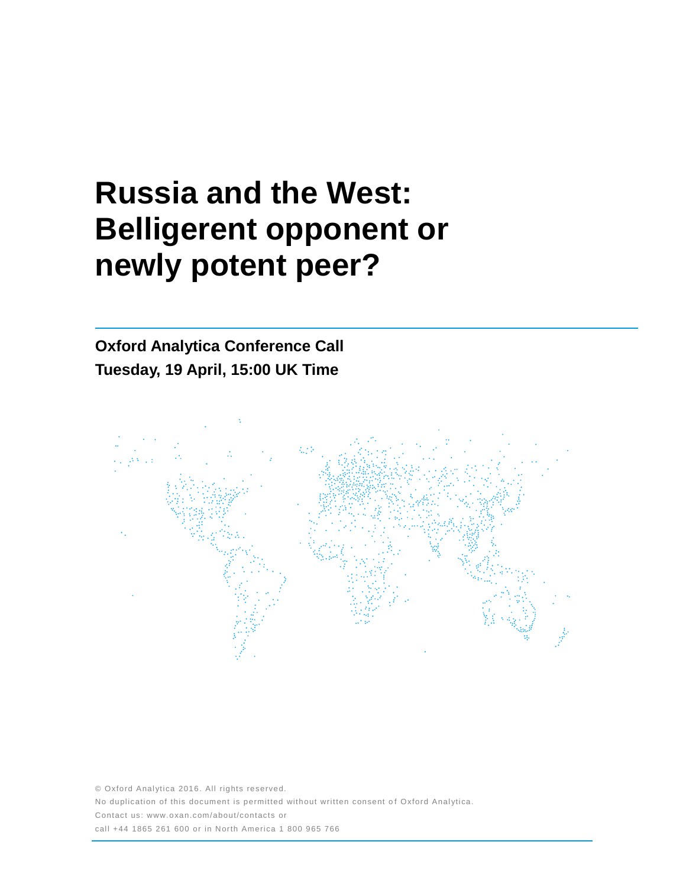# Russia and the West: Belligerent opponent or newly potent peer?

**Oxford Analytica Conference Call**
**Tuesday, 19 April, 15:00 UK Time**

© Oxford Analytica 2016. All rights reserved.
No duplication of this document is permitted without written consent of Oxford Analytica.
Contact us: www.oxan.com/about/contacts or
call +44 1865 261 600 or in North America 1 800 965 766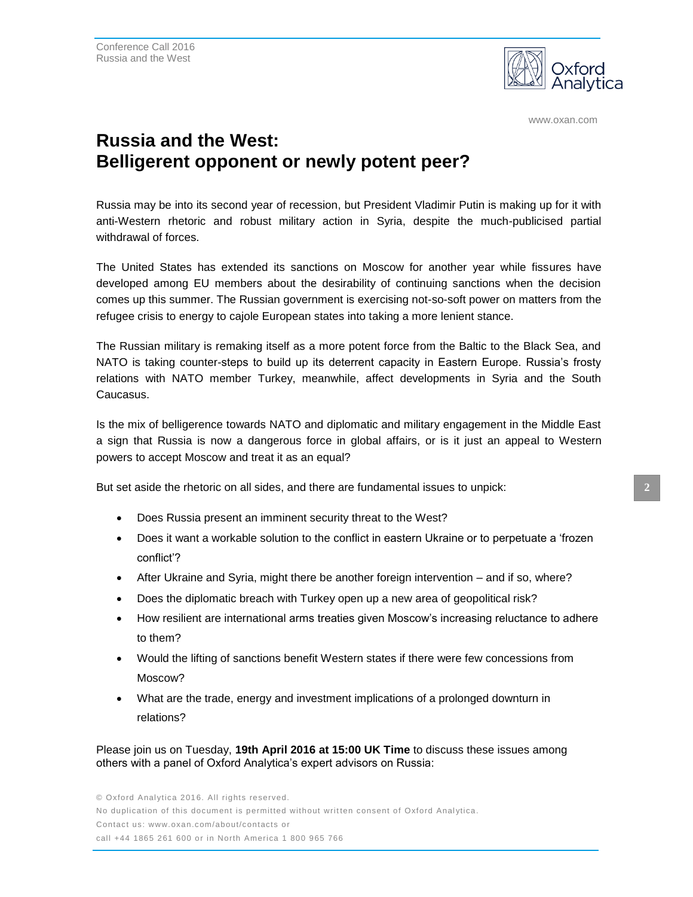# Russia and the West:
# Belligerent opponent or newly potent peer?

Russia may be into its second year of recession, but President Vladimir Putin is making up for it with anti-Western rhetoric and robust military action in Syria, despite the much-publicised partial withdrawal of forces.

The United States has extended its sanctions on Moscow for another year while fissures have developed among EU members about the desirability of continuing sanctions when the decision comes up this summer. The Russian government is exercising not-so-soft power on matters from the refugee crisis to energy to cajole European states into taking a more lenient stance.

The Russian military is remaking itself as a more potent force from the Baltic to the Black Sea, and NATO is taking counter-steps to build up its deterrent capacity in Eastern Europe. Russia's frosty relations with NATO member Turkey, meanwhile, affect developments in Syria and the South Caucasus.

Is the mix of belligerence towards NATO and diplomatic and military engagement in the Middle East a sign that Russia is now a dangerous force in global affairs, or is it just an appeal to Western powers to accept Moscow and treat it as an equal?

But set aside the rhetoric on all sides, and there are fundamental issues to unpick:

- Does Russia present an imminent security threat to the West?
- Does it want a workable solution to the conflict in eastern Ukraine or to perpetuate a 'frozen conflict'?
- After Ukraine and Syria, might there be another foreign intervention – and if so, where?
- Does the diplomatic breach with Turkey open up a new area of geopolitical risk?
- How resilient are international arms treaties given Moscow's increasing reluctance to adhere to them?
- Would the lifting of sanctions benefit Western states if there were few concessions from Moscow?
- What are the trade, energy and investment implications of a prolonged downturn in relations?

Please join us on Tuesday, **19th April 2016 at 15:00 UK Time** to discuss these issues among others with a panel of Oxford Analytica's expert advisors on Russia: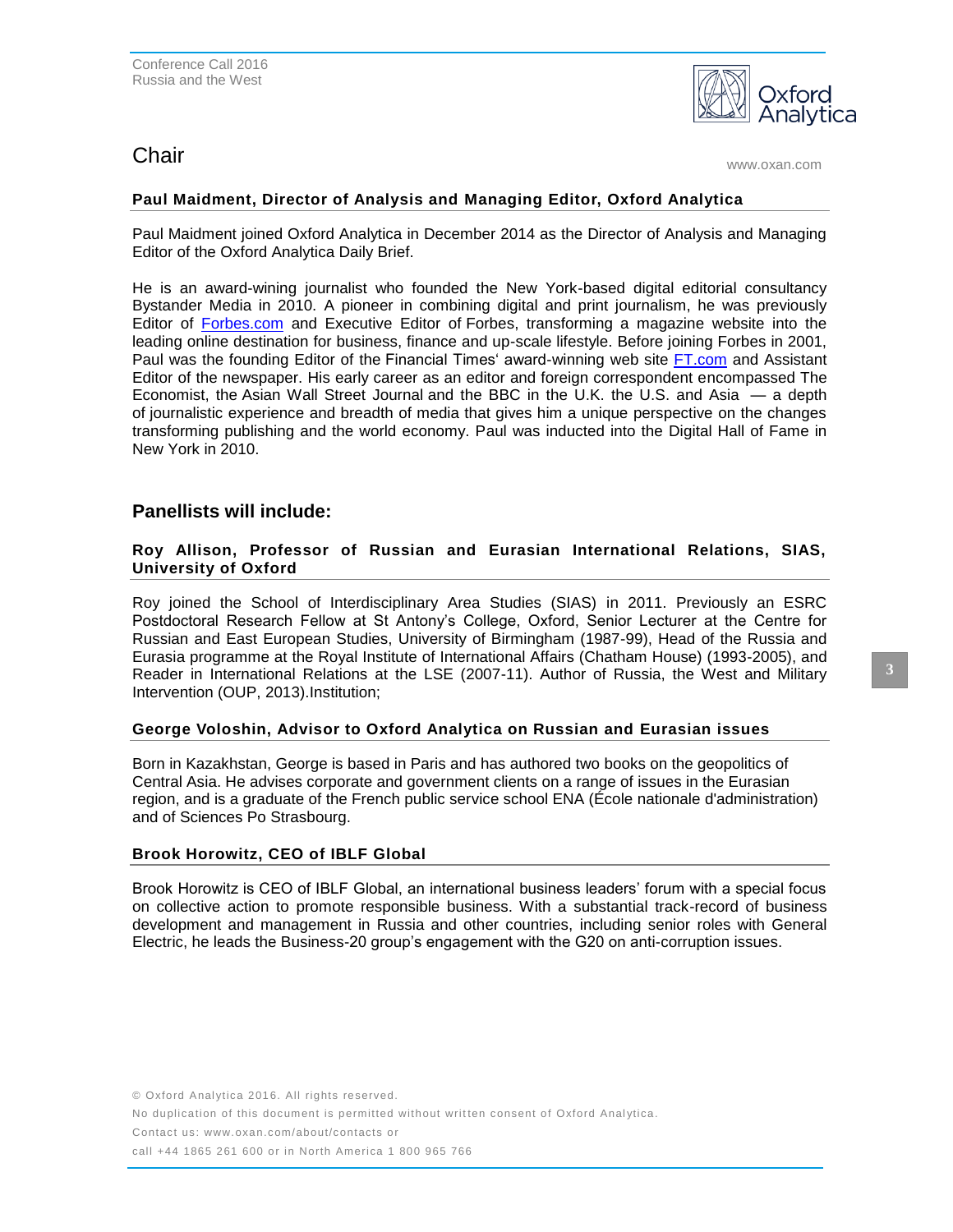## Chair

### Paul Maidment, Director of Analysis and Managing Editor, Oxford Analytica

Paul Maidment joined Oxford Analytica in December 2014 as the Director of Analysis and Managing Editor of the Oxford Analytica Daily Brief.

He is an award-wining journalist who founded the New York-based digital editorial consultancy Bystander Media in 2010. A pioneer in combining digital and print journalism, he was previously Editor of Forbes.com and Executive Editor of Forbes, transforming a magazine website into the leading online destination for business, finance and up-scale lifestyle. Before joining Forbes in 2001, Paul was the founding Editor of the Financial Times' award-winning web site FT.com and Assistant Editor of the newspaper. His early career as an editor and foreign correspondent encompassed The Economist, the Asian Wall Street Journal and the BBC in the U.K. the U.S. and Asia — a depth of journalistic experience and breadth of media that gives him a unique perspective on the changes transforming publishing and the world economy. Paul was inducted into the Digital Hall of Fame in New York in 2010.

## Panellists will include:

### Roy Allison, Professor of Russian and Eurasian International Relations, SIAS, University of Oxford

Roy joined the School of Interdisciplinary Area Studies (SIAS) in 2011. Previously an ESRC Postdoctoral Research Fellow at St Antony's College, Oxford, Senior Lecturer at the Centre for Russian and East European Studies, University of Birmingham (1987-99), Head of the Russia and Eurasia programme at the Royal Institute of International Affairs (Chatham House) (1993-2005), and Reader in International Relations at the LSE (2007-11). Author of Russia, the West and Military Intervention (OUP, 2013).Institution;

### George Voloshin, Advisor to Oxford Analytica on Russian and Eurasian issues

Born in Kazakhstan, George is based in Paris and has authored two books on the geopolitics of Central Asia. He advises corporate and government clients on a range of issues in the Eurasian region, and is a graduate of the French public service school ENA (École nationale d'administration) and of Sciences Po Strasbourg.

### Brook Horowitz, CEO of IBLF Global

Brook Horowitz is CEO of IBLF Global, an international business leaders' forum with a special focus on collective action to promote responsible business. With a substantial track-record of business development and management in Russia and other countries, including senior roles with General Electric, he leads the Business-20 group's engagement with the G20 on anti-corruption issues.